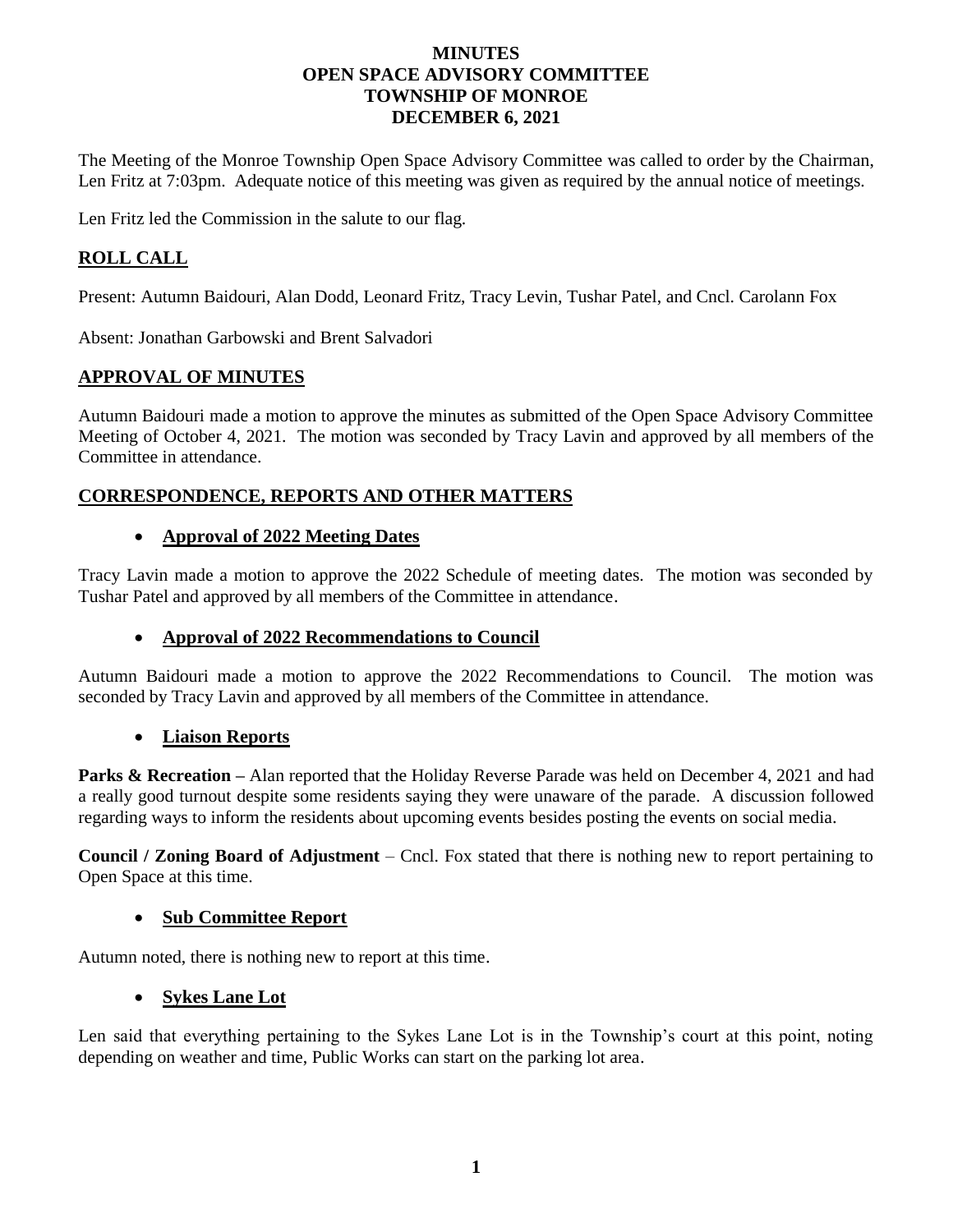**MINUTES**
**OPEN SPACE ADVISORY COMMITTEE**
**TOWNSHIP OF MONROE**
**DECEMBER 6, 2021**

The Meeting of the Monroe Township Open Space Advisory Committee was called to order by the Chairman, Len Fritz at 7:03pm. Adequate notice of this meeting was given as required by the annual notice of meetings.

Len Fritz led the Commission in the salute to our flag.

## ROLL CALL

Present: Autumn Baidouri, Alan Dodd, Leonard Fritz, Tracy Levin, Tushar Patel, and Cncl. Carolann Fox

Absent: Jonathan Garbowski and Brent Salvadori

## APPROVAL OF MINUTES

Autumn Baidouri made a motion to approve the minutes as submitted of the Open Space Advisory Committee Meeting of October 4, 2021. The motion was seconded by Tracy Lavin and approved by all members of the Committee in attendance.

## CORRESPONDENCE, REPORTS AND OTHER MATTERS

- **Approval of 2022 Meeting Dates**

Tracy Lavin made a motion to approve the 2022 Schedule of meeting dates. The motion was seconded by Tushar Patel and approved by all members of the Committee in attendance.

- **Approval of 2022 Recommendations to Council**

Autumn Baidouri made a motion to approve the 2022 Recommendations to Council. The motion was seconded by Tracy Lavin and approved by all members of the Committee in attendance.

- **Liaison Reports**

**Parks & Recreation –** Alan reported that the Holiday Reverse Parade was held on December 4, 2021 and had a really good turnout despite some residents saying they were unaware of the parade. A discussion followed regarding ways to inform the residents about upcoming events besides posting the events on social media.

**Council / Zoning Board of Adjustment** – Cncl. Fox stated that there is nothing new to report pertaining to Open Space at this time.

- **Sub Committee Report**

Autumn noted, there is nothing new to report at this time.

- **Sykes Lane Lot**

Len said that everything pertaining to the Sykes Lane Lot is in the Township's court at this point, noting depending on weather and time, Public Works can start on the parking lot area.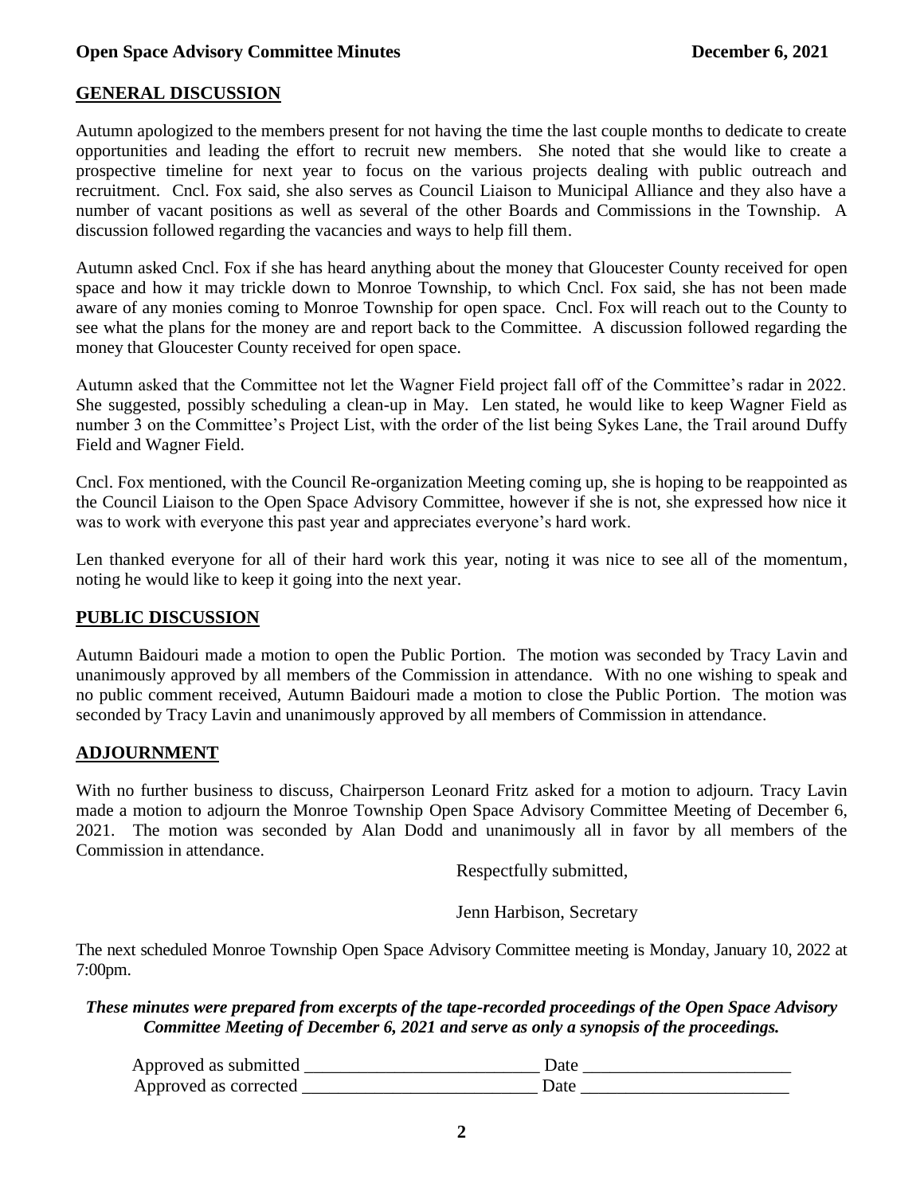## GENERAL DISCUSSION

Autumn apologized to the members present for not having the time the last couple months to dedicate to create opportunities and leading the effort to recruit new members. She noted that she would like to create a prospective timeline for next year to focus on the various projects dealing with public outreach and recruitment. Cncl. Fox said, she also serves as Council Liaison to Municipal Alliance and they also have a number of vacant positions as well as several of the other Boards and Commissions in the Township. A discussion followed regarding the vacancies and ways to help fill them.

Autumn asked Cncl. Fox if she has heard anything about the money that Gloucester County received for open space and how it may trickle down to Monroe Township, to which Cncl. Fox said, she has not been made aware of any monies coming to Monroe Township for open space. Cncl. Fox will reach out to the County to see what the plans for the money are and report back to the Committee. A discussion followed regarding the money that Gloucester County received for open space.

Autumn asked that the Committee not let the Wagner Field project fall off of the Committee's radar in 2022. She suggested, possibly scheduling a clean-up in May. Len stated, he would like to keep Wagner Field as number 3 on the Committee's Project List, with the order of the list being Sykes Lane, the Trail around Duffy Field and Wagner Field.

Cncl. Fox mentioned, with the Council Re-organization Meeting coming up, she is hoping to be reappointed as the Council Liaison to the Open Space Advisory Committee, however if she is not, she expressed how nice it was to work with everyone this past year and appreciates everyone's hard work.

Len thanked everyone for all of their hard work this year, noting it was nice to see all of the momentum, noting he would like to keep it going into the next year.

## PUBLIC DISCUSSION

Autumn Baidouri made a motion to open the Public Portion. The motion was seconded by Tracy Lavin and unanimously approved by all members of the Commission in attendance. With no one wishing to speak and no public comment received, Autumn Baidouri made a motion to close the Public Portion. The motion was seconded by Tracy Lavin and unanimously approved by all members of Commission in attendance.

## ADJOURNMENT

With no further business to discuss, Chairperson Leonard Fritz asked for a motion to adjourn. Tracy Lavin made a motion to adjourn the Monroe Township Open Space Advisory Committee Meeting of December 6, 2021. The motion was seconded by Alan Dodd and unanimously all in favor by all members of the Commission in attendance.

Respectfully submitted,

Jenn Harbison, Secretary

The next scheduled Monroe Township Open Space Advisory Committee meeting is Monday, January 10, 2022 at 7:00pm.

***These minutes were prepared from excerpts of the tape-recorded proceedings of the Open Space Advisory Committee Meeting of December 6, 2021 and serve as only a synopsis of the proceedings.***

Approved as submitted __________________________ Date _______________________

Approved as corrected __________________________ Date _______________________